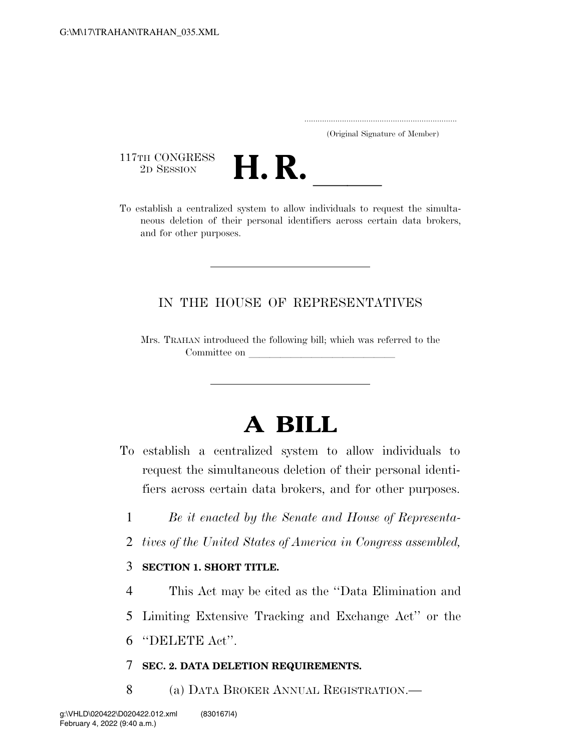(Original Signature of Member)

117TH CONGRESS
2D SESSION

# H. R. \_\_\_\_\_

To establish a centralized system to allow individuals to request the simultaneous deletion of their personal identifiers across certain data brokers, and for other purposes.

---

IN THE HOUSE OF REPRESENTATIVES

Mrs. TRAHAN introduced the following bill; which was referred to the Committee on \_\_\_\_\_\_\_\_\_\_\_\_\_\_\_\_\_\_\_\_\_\_\_\_\_\_\_\_\_\_

---

# A BILL

To establish a centralized system to allow individuals to request the simultaneous deletion of their personal identifiers across certain data brokers, and for other purposes.

1 *Be it enacted by the Senate and House of Representa-*
2 *tives of the United States of America in Congress assembled,*

3 **SECTION 1. SHORT TITLE.**

4 This Act may be cited as the "Data Elimination and
5 Limiting Extensive Tracking and Exchange Act" or the
6 "DELETE Act".

7 **SEC. 2. DATA DELETION REQUIREMENTS.**

8 (a) DATA BROKER ANNUAL REGISTRATION.—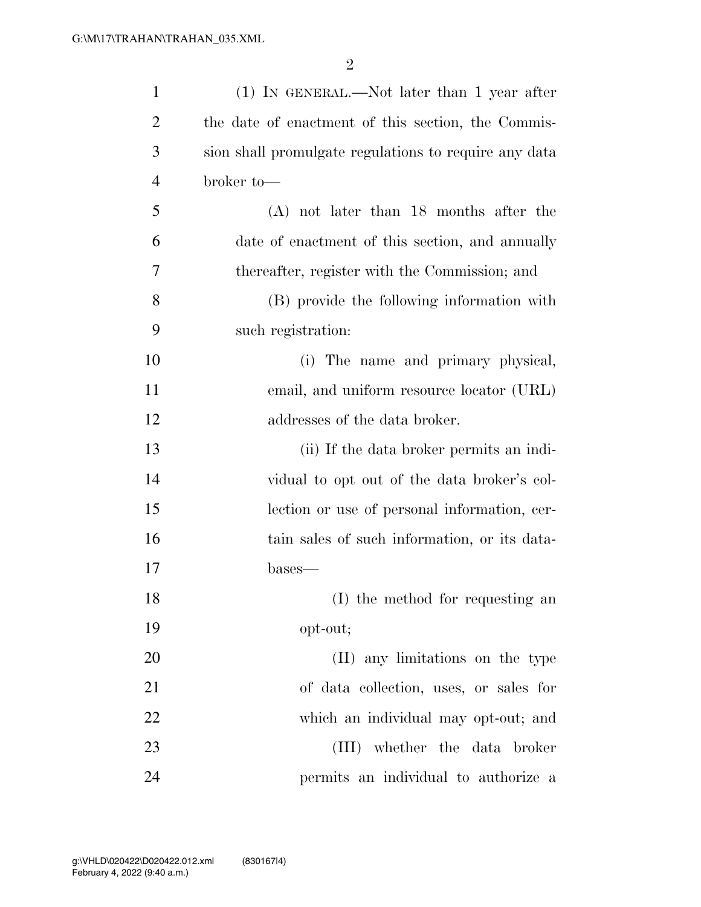(1) IN GENERAL.—Not later than 1 year after the date of enactment of this section, the Commission shall promulgate regulations to require any data broker to—

(A) not later than 18 months after the date of enactment of this section, and annually thereafter, register with the Commission; and

(B) provide the following information with such registration:

(i) The name and primary physical, email, and uniform resource locator (URL) addresses of the data broker.

(ii) If the data broker permits an individual to opt out of the data broker's collection or use of personal information, certain sales of such information, or its databases—

(I) the method for requesting an opt-out;

(II) any limitations on the type of data collection, uses, or sales for which an individual may opt-out; and

(III) whether the data broker permits an individual to authorize a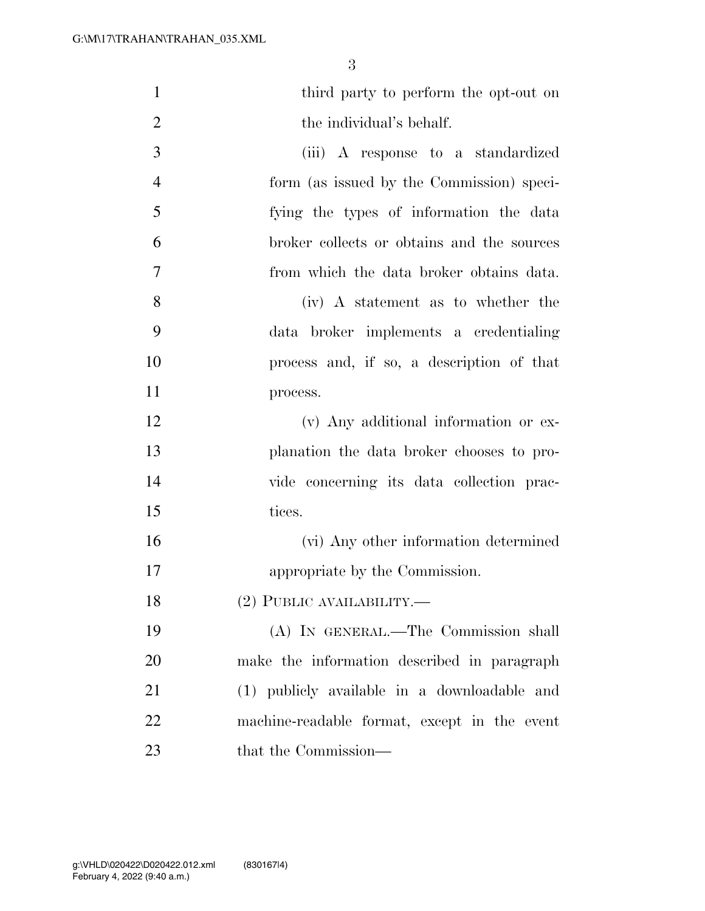third party to perform the opt-out on the individual's behalf.

(iii) A response to a standardized form (as issued by the Commission) specifying the types of information the data broker collects or obtains and the sources from which the data broker obtains data.

(iv) A statement as to whether the data broker implements a credentialing process and, if so, a description of that process.

(v) Any additional information or explanation the data broker chooses to provide concerning its data collection practices.

(vi) Any other information determined appropriate by the Commission.

(2) PUBLIC AVAILABILITY.—

(A) IN GENERAL.—The Commission shall make the information described in paragraph (1) publicly available in a downloadable and machine-readable format, except in the event that the Commission—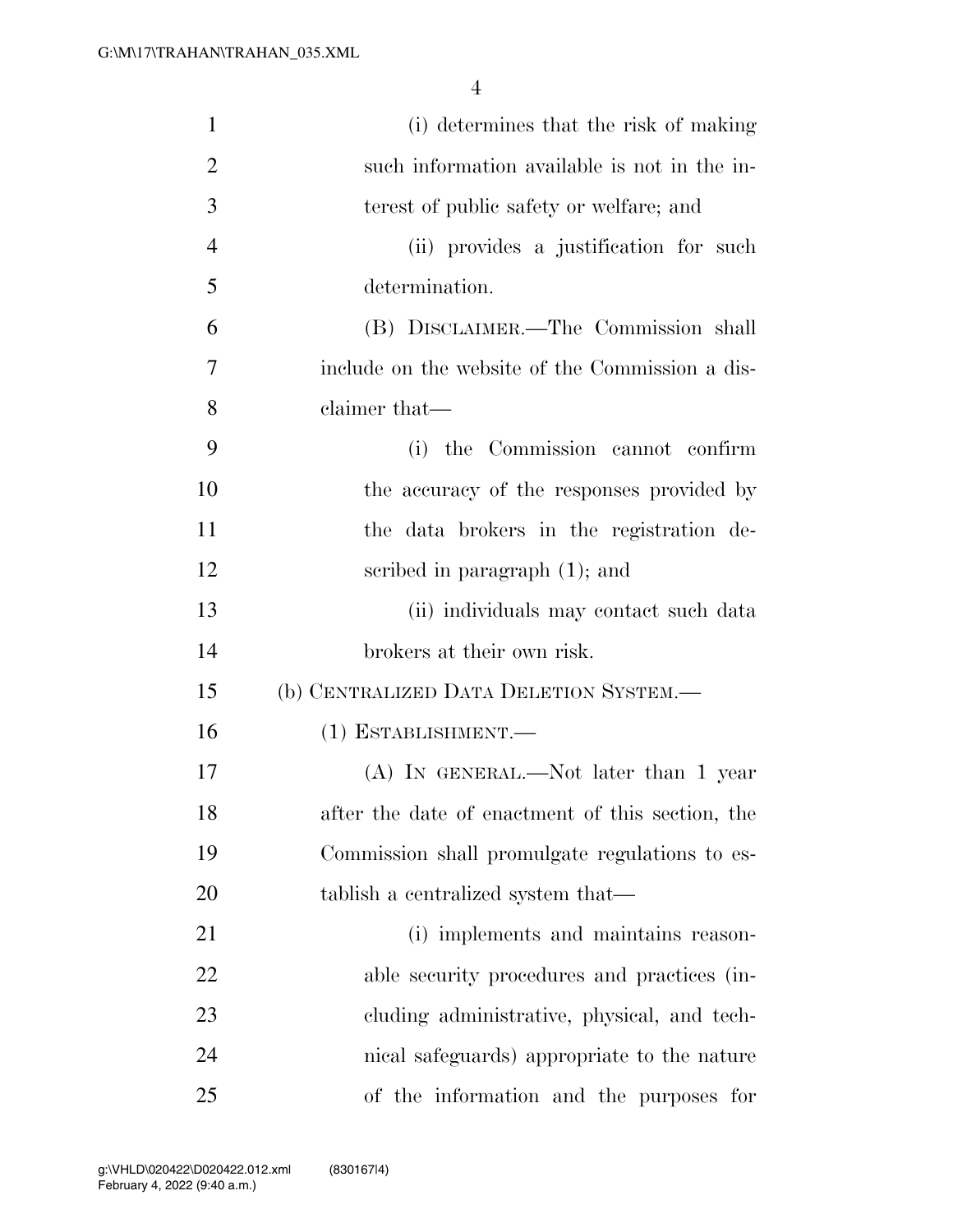(i) determines that the risk of making such information available is not in the interest of public safety or welfare; and

(ii) provides a justification for such determination.

(B) DISCLAIMER.—The Commission shall include on the website of the Commission a disclaimer that—

(i) the Commission cannot confirm the accuracy of the responses provided by the data brokers in the registration described in paragraph (1); and

(ii) individuals may contact such data brokers at their own risk.

(b) CENTRALIZED DATA DELETION SYSTEM.—

(1) ESTABLISHMENT.—

(A) IN GENERAL.—Not later than 1 year after the date of enactment of this section, the Commission shall promulgate regulations to establish a centralized system that—

(i) implements and maintains reasonable security procedures and practices (including administrative, physical, and technical safeguards) appropriate to the nature of the information and the purposes for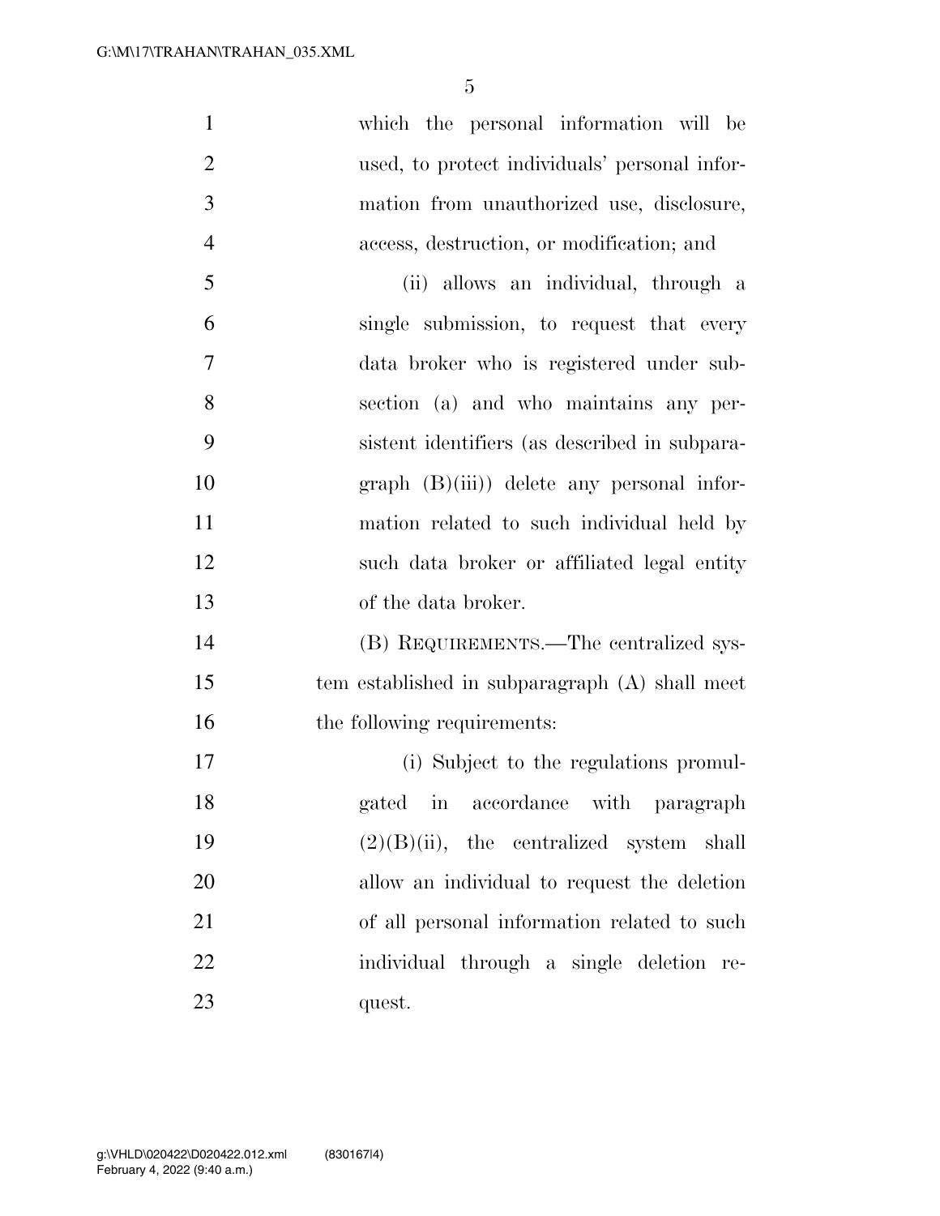which the personal information will be used, to protect individuals' personal information from unauthorized use, disclosure, access, destruction, or modification; and

(ii) allows an individual, through a single submission, to request that every data broker who is registered under subsection (a) and who maintains any persistent identifiers (as described in subparagraph (B)(iii)) delete any personal information related to such individual held by such data broker or affiliated legal entity of the data broker.

(B) REQUIREMENTS.—The centralized system established in subparagraph (A) shall meet the following requirements:

(i) Subject to the regulations promulgated in accordance with paragraph (2)(B)(ii), the centralized system shall allow an individual to request the deletion of all personal information related to such individual through a single deletion request.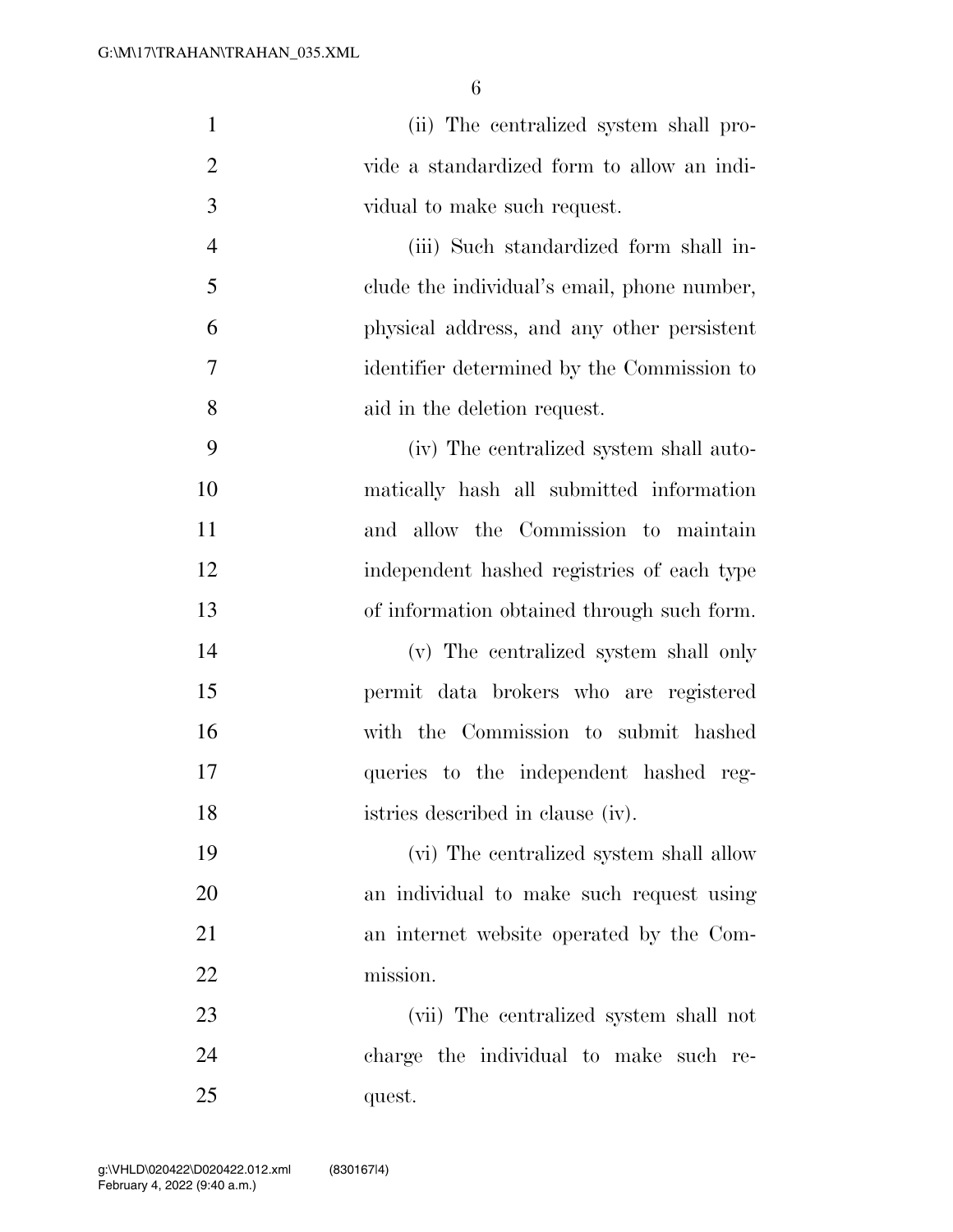(ii) The centralized system shall provide a standardized form to allow an individual to make such request.

(iii) Such standardized form shall include the individual's email, phone number, physical address, and any other persistent identifier determined by the Commission to aid in the deletion request.

(iv) The centralized system shall automatically hash all submitted information and allow the Commission to maintain independent hashed registries of each type of information obtained through such form.

(v) The centralized system shall only permit data brokers who are registered with the Commission to submit hashed queries to the independent hashed registries described in clause (iv).

(vi) The centralized system shall allow an individual to make such request using an internet website operated by the Commission.

(vii) The centralized system shall not charge the individual to make such request.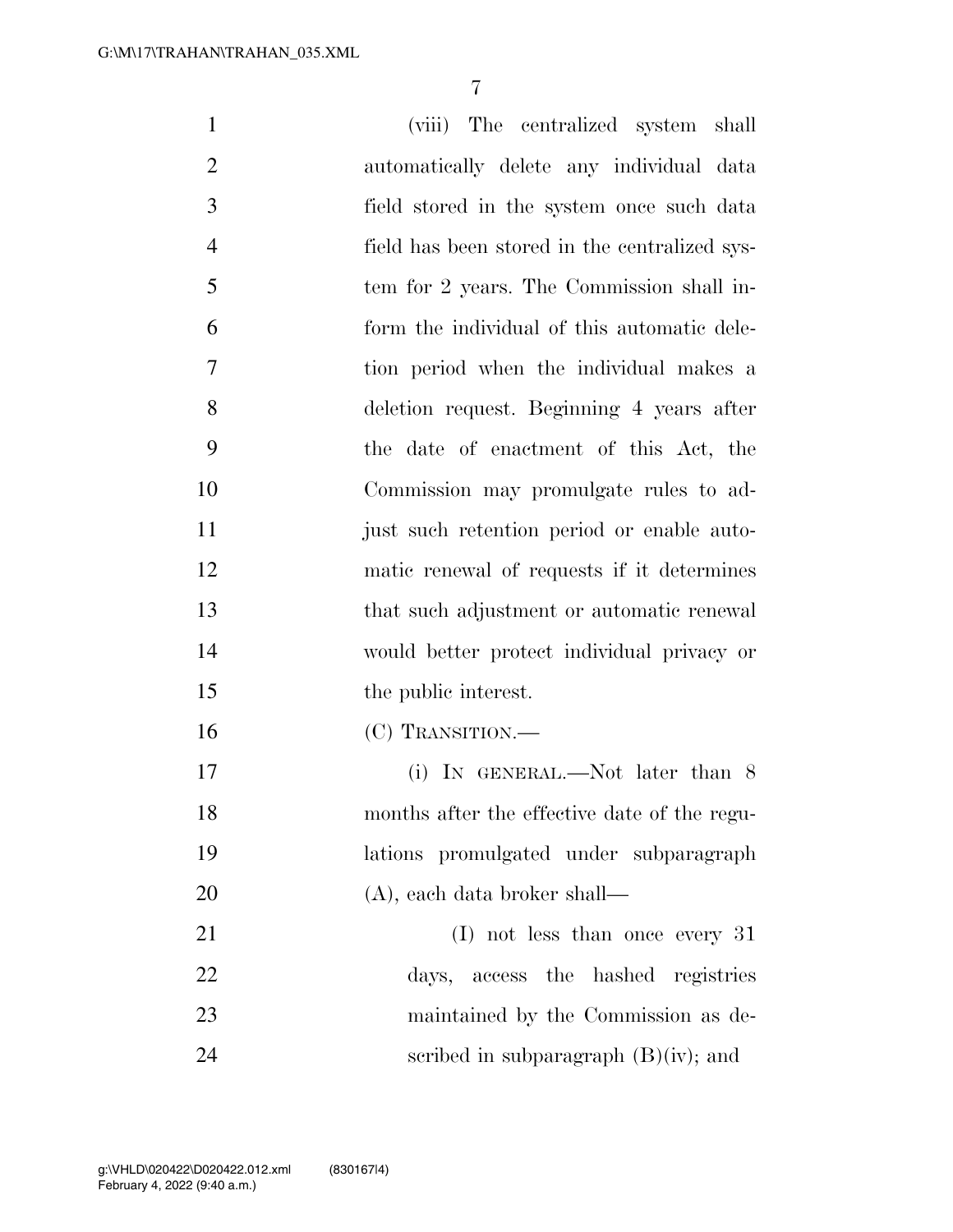(viii) The centralized system shall automatically delete any individual data field stored in the system once such data field has been stored in the centralized system for 2 years. The Commission shall inform the individual of this automatic deletion period when the individual makes a deletion request. Beginning 4 years after the date of enactment of this Act, the Commission may promulgate rules to adjust such retention period or enable automatic renewal of requests if it determines that such adjustment or automatic renewal would better protect individual privacy or the public interest.

(C) TRANSITION.—

(i) IN GENERAL.—Not later than 8 months after the effective date of the regulations promulgated under subparagraph (A), each data broker shall—

(I) not less than once every 31 days, access the hashed registries maintained by the Commission as described in subparagraph (B)(iv); and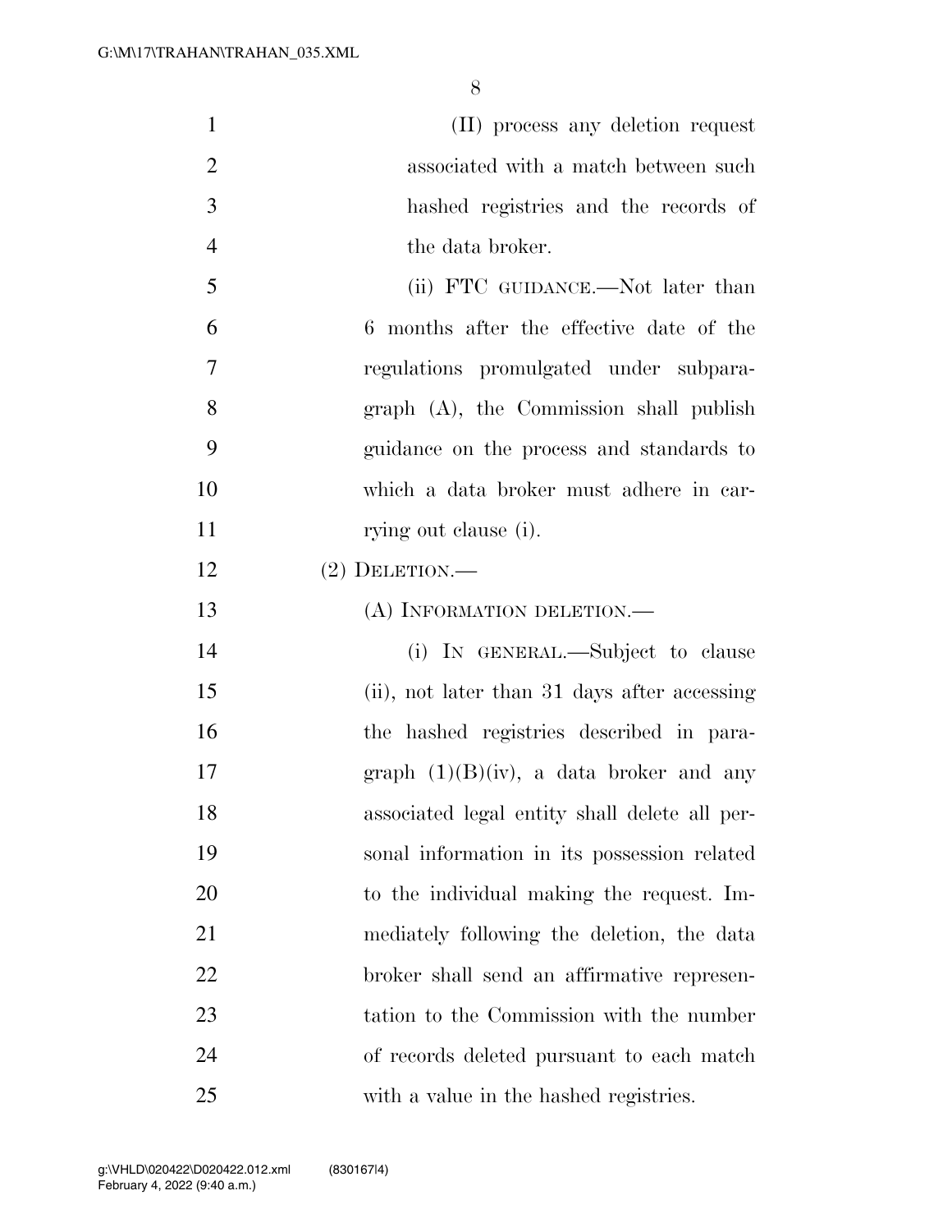(II) process any deletion request associated with a match between such hashed registries and the records of the data broker.

(ii) FTC GUIDANCE.—Not later than 6 months after the effective date of the regulations promulgated under subparagraph (A), the Commission shall publish guidance on the process and standards to which a data broker must adhere in carrying out clause (i).

(2) DELETION.—

(A) INFORMATION DELETION.—

(i) IN GENERAL.—Subject to clause (ii), not later than 31 days after accessing the hashed registries described in paragraph (1)(B)(iv), a data broker and any associated legal entity shall delete all personal information in its possession related to the individual making the request. Immediately following the deletion, the data broker shall send an affirmative representation to the Commission with the number of records deleted pursuant to each match with a value in the hashed registries.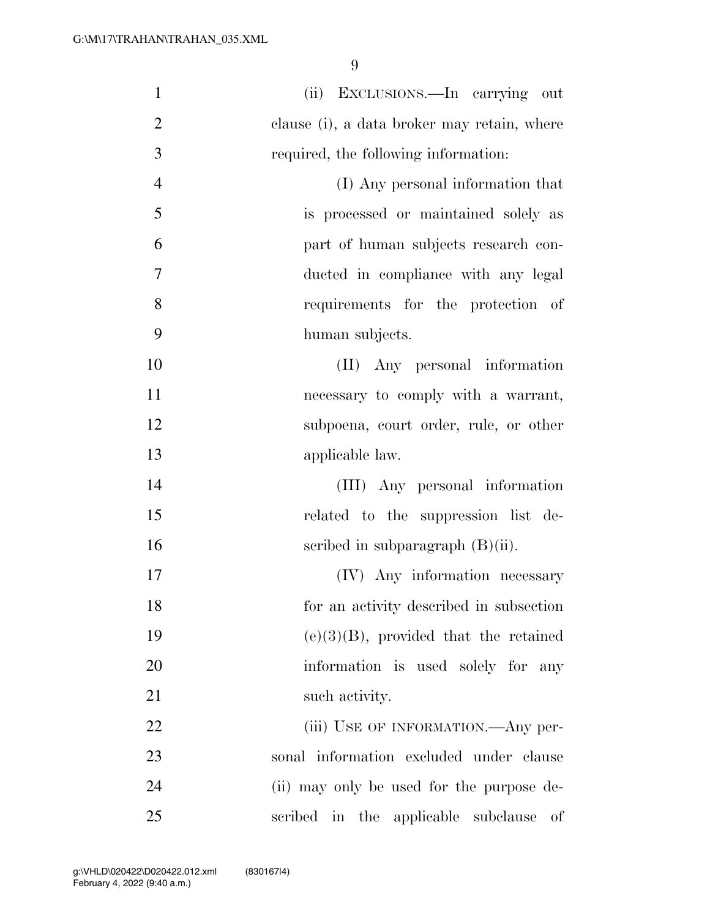(ii) EXCLUSIONS.—In carrying out clause (i), a data broker may retain, where required, the following information:

(I) Any personal information that is processed or maintained solely as part of human subjects research conducted in compliance with any legal requirements for the protection of human subjects.

(II) Any personal information necessary to comply with a warrant, subpoena, court order, rule, or other applicable law.

(III) Any personal information related to the suppression list described in subparagraph (B)(ii).

(IV) Any information necessary for an activity described in subsection (e)(3)(B), provided that the retained information is used solely for any such activity.

(iii) USE OF INFORMATION.—Any personal information excluded under clause (ii) may only be used for the purpose described in the applicable subclause of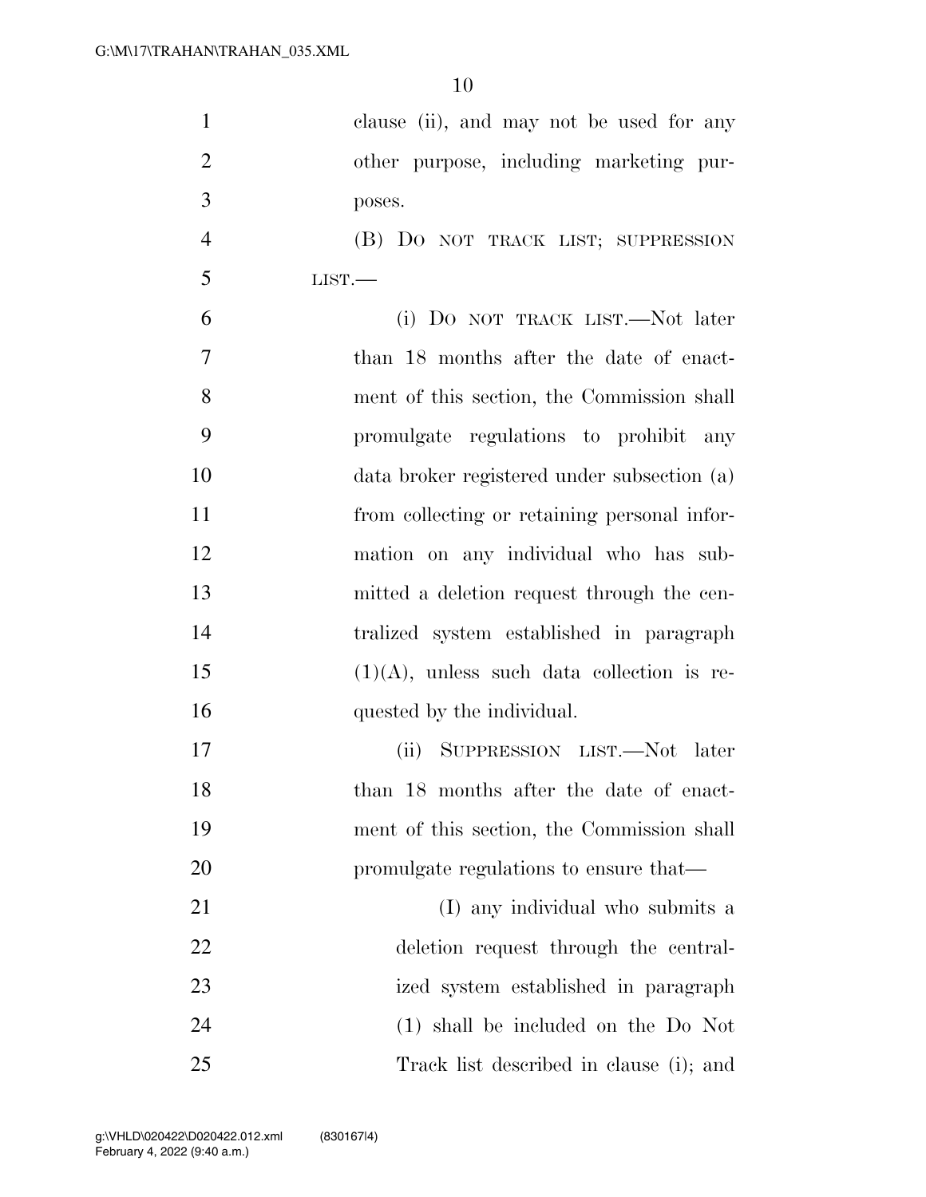clause (ii), and may not be used for any other purpose, including marketing purposes.

(B) DO NOT TRACK LIST; SUPPRESSION LIST.—

(i) DO NOT TRACK LIST.—Not later than 18 months after the date of enactment of this section, the Commission shall promulgate regulations to prohibit any data broker registered under subsection (a) from collecting or retaining personal information on any individual who has submitted a deletion request through the centralized system established in paragraph (1)(A), unless such data collection is requested by the individual.

(ii) SUPPRESSION LIST.—Not later than 18 months after the date of enactment of this section, the Commission shall promulgate regulations to ensure that—

(I) any individual who submits a deletion request through the centralized system established in paragraph (1) shall be included on the Do Not Track list described in clause (i); and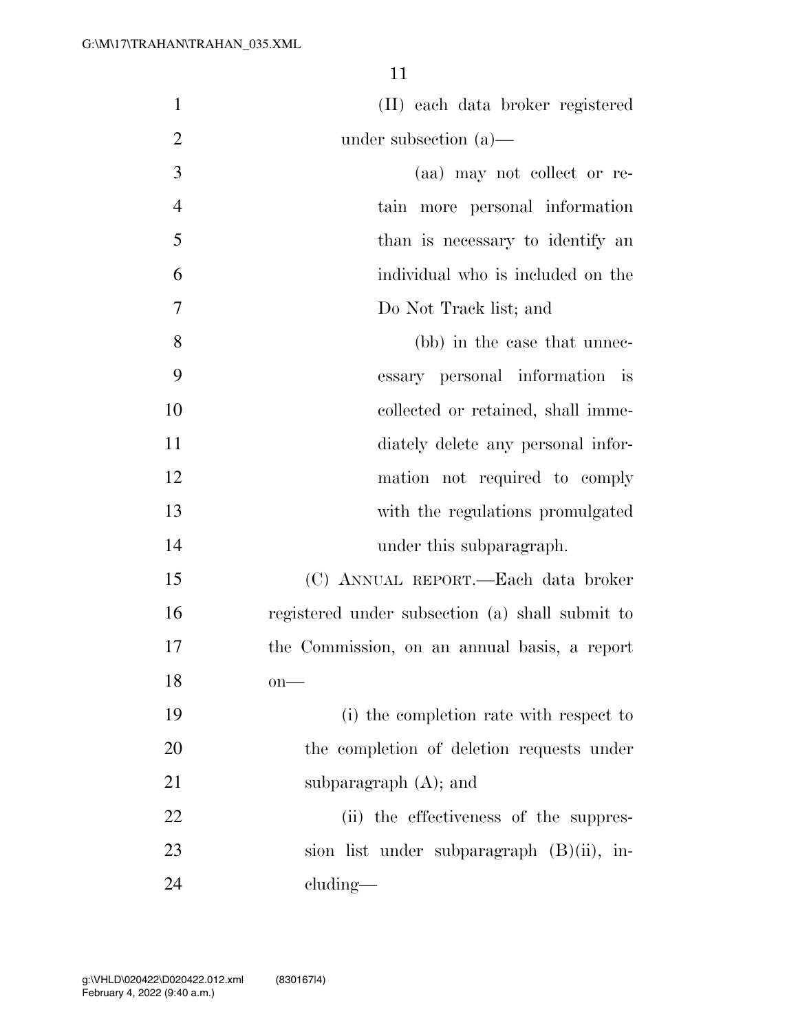(II) each data broker registered under subsection (a)—

(aa) may not collect or retain more personal information than is necessary to identify an individual who is included on the Do Not Track list; and

(bb) in the case that unnecessary personal information is collected or retained, shall immediately delete any personal information not required to comply with the regulations promulgated under this subparagraph.

(C) ANNUAL REPORT.—Each data broker registered under subsection (a) shall submit to the Commission, on an annual basis, a report on—

(i) the completion rate with respect to the completion of deletion requests under subparagraph (A); and

(ii) the effectiveness of the suppression list under subparagraph (B)(ii), including—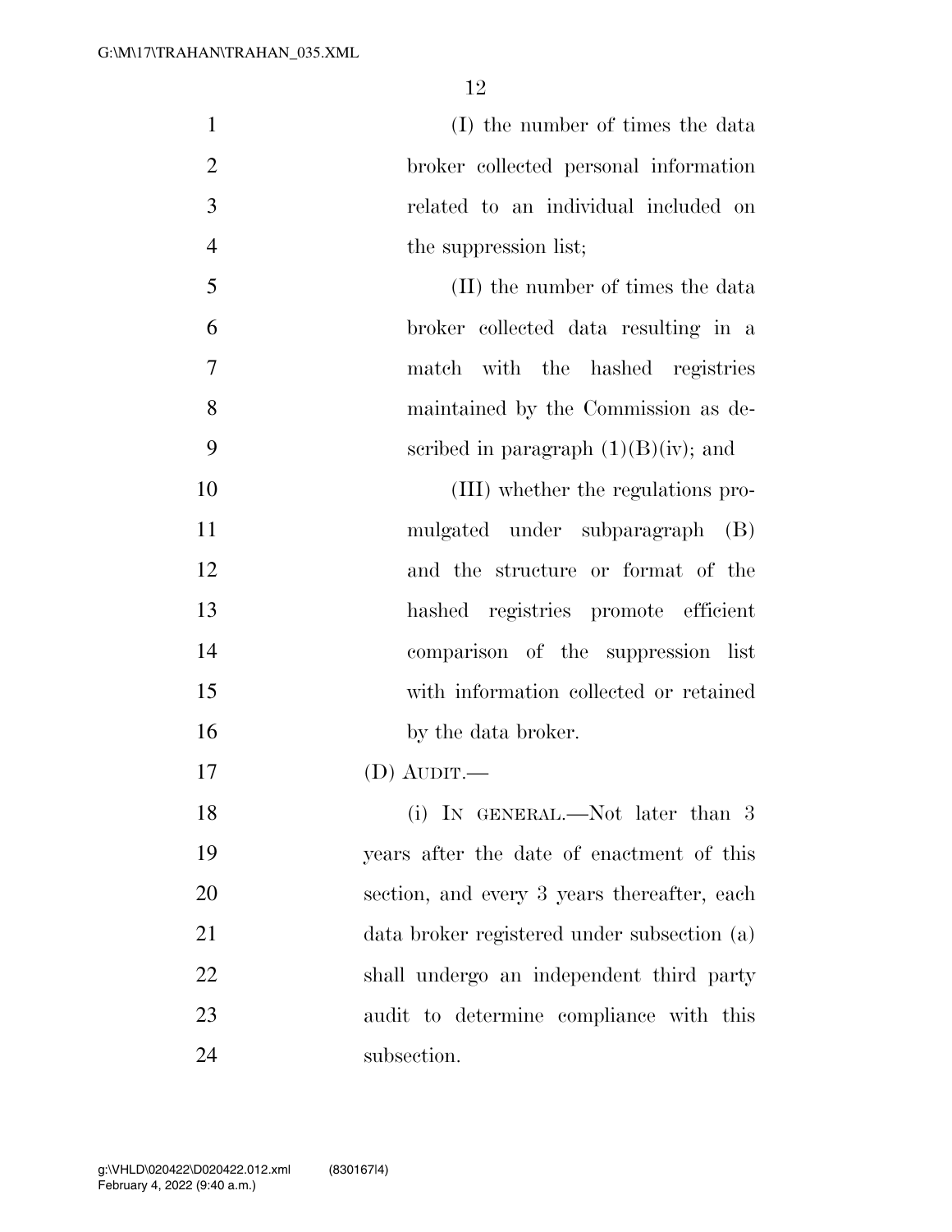(I) the number of times the data broker collected personal information related to an individual included on the suppression list;

(II) the number of times the data broker collected data resulting in a match with the hashed registries maintained by the Commission as described in paragraph (1)(B)(iv); and

(III) whether the regulations promulgated under subparagraph (B) and the structure or format of the hashed registries promote efficient comparison of the suppression list with information collected or retained by the data broker.

(D) AUDIT.—

(i) IN GENERAL.—Not later than 3 years after the date of enactment of this section, and every 3 years thereafter, each data broker registered under subsection (a) shall undergo an independent third party audit to determine compliance with this subsection.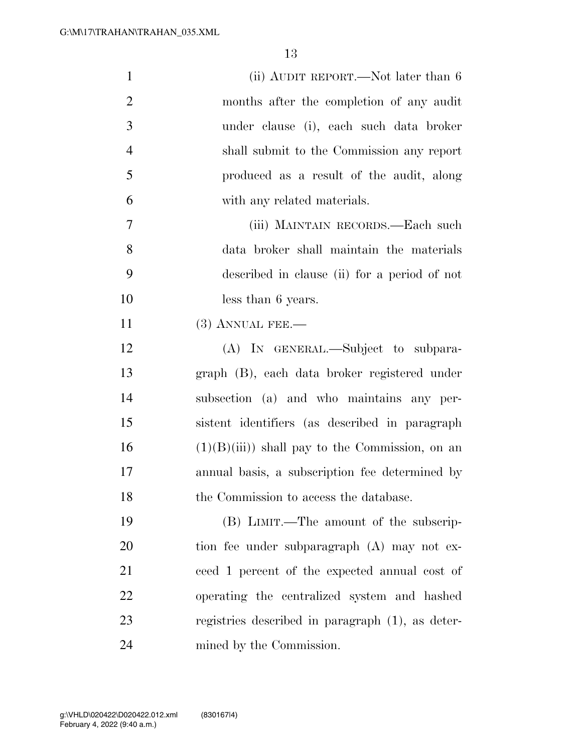(ii) AUDIT REPORT.—Not later than 6 months after the completion of any audit under clause (i), each such data broker shall submit to the Commission any report produced as a result of the audit, along with any related materials.

(iii) MAINTAIN RECORDS.—Each such data broker shall maintain the materials described in clause (ii) for a period of not less than 6 years.

(3) ANNUAL FEE.—

(A) IN GENERAL.—Subject to subparagraph (B), each data broker registered under subsection (a) and who maintains any persistent identifiers (as described in paragraph (1)(B)(iii)) shall pay to the Commission, on an annual basis, a subscription fee determined by the Commission to access the database.

(B) LIMIT.—The amount of the subscription fee under subparagraph (A) may not exceed 1 percent of the expected annual cost of operating the centralized system and hashed registries described in paragraph (1), as determined by the Commission.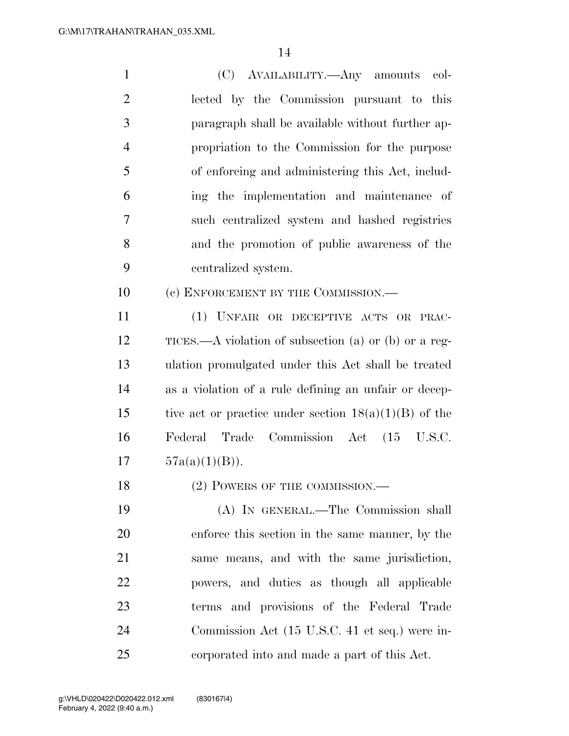(C) AVAILABILITY.—Any amounts collected by the Commission pursuant to this paragraph shall be available without further appropriation to the Commission for the purpose of enforcing and administering this Act, including the implementation and maintenance of such centralized system and hashed registries and the promotion of public awareness of the centralized system.

(c) ENFORCEMENT BY THE COMMISSION.—

(1) UNFAIR OR DECEPTIVE ACTS OR PRACTICES.—A violation of subsection (a) or (b) or a regulation promulgated under this Act shall be treated as a violation of a rule defining an unfair or deceptive act or practice under section 18(a)(1)(B) of the Federal Trade Commission Act (15 U.S.C. 57a(a)(1)(B)).

(2) POWERS OF THE COMMISSION.—

(A) IN GENERAL.—The Commission shall enforce this section in the same manner, by the same means, and with the same jurisdiction, powers, and duties as though all applicable terms and provisions of the Federal Trade Commission Act (15 U.S.C. 41 et seq.) were incorporated into and made a part of this Act.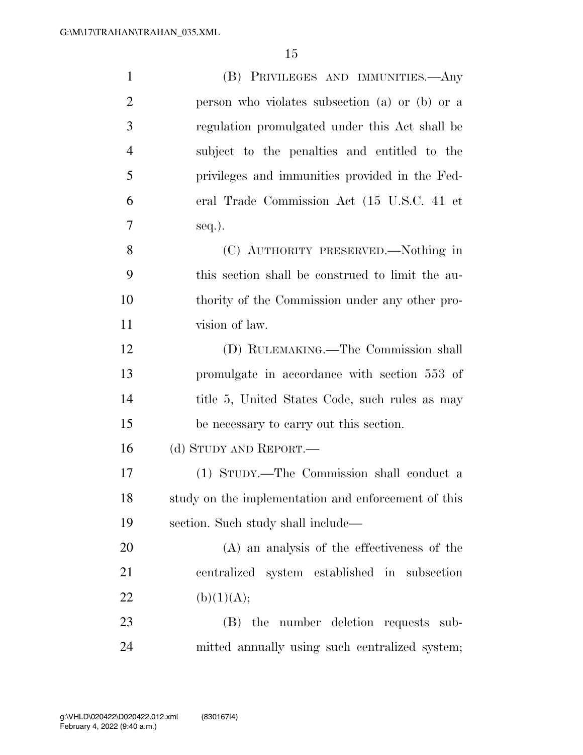(B) PRIVILEGES AND IMMUNITIES.—Any person who violates subsection (a) or (b) or a regulation promulgated under this Act shall be subject to the penalties and entitled to the privileges and immunities provided in the Federal Trade Commission Act (15 U.S.C. 41 et seq.).

(C) AUTHORITY PRESERVED.—Nothing in this section shall be construed to limit the authority of the Commission under any other provision of law.

(D) RULEMAKING.—The Commission shall promulgate in accordance with section 553 of title 5, United States Code, such rules as may be necessary to carry out this section.

(d) STUDY AND REPORT.—

(1) STUDY.—The Commission shall conduct a study on the implementation and enforcement of this section. Such study shall include—

(A) an analysis of the effectiveness of the centralized system established in subsection (b)(1)(A);

(B) the number deletion requests submitted annually using such centralized system;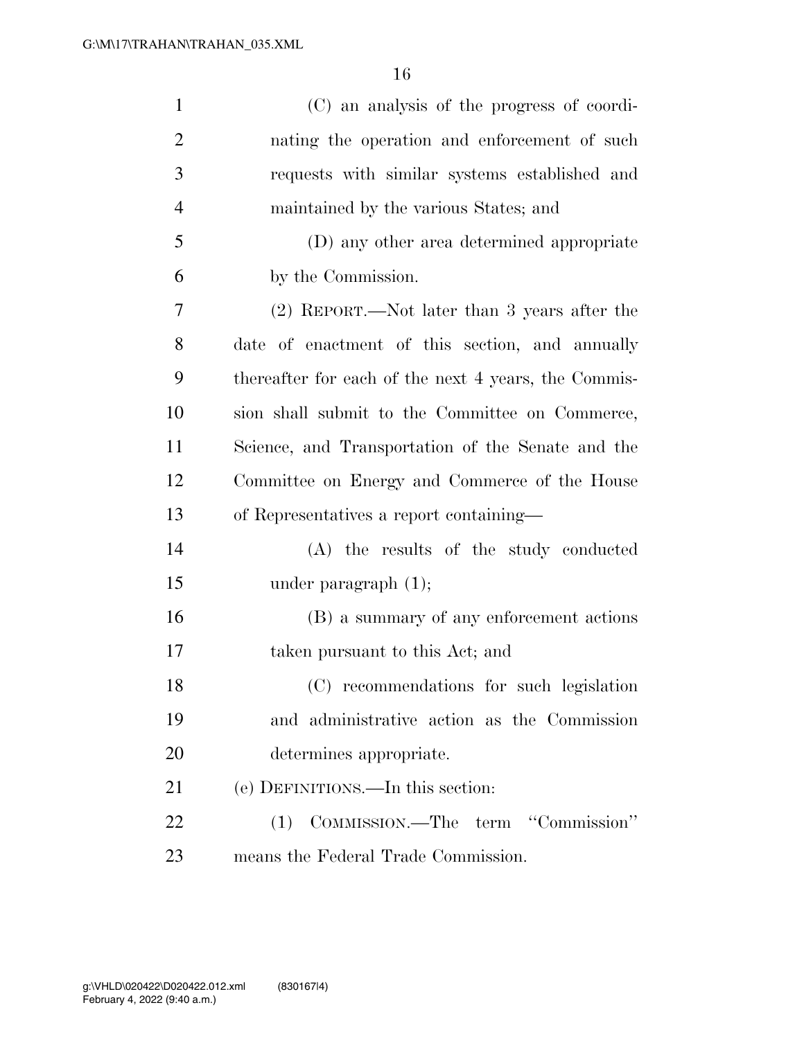(C) an analysis of the progress of coordinating the operation and enforcement of such requests with similar systems established and maintained by the various States; and

(D) any other area determined appropriate by the Commission.

(2) REPORT.—Not later than 3 years after the date of enactment of this section, and annually thereafter for each of the next 4 years, the Commission shall submit to the Committee on Commerce, Science, and Transportation of the Senate and the Committee on Energy and Commerce of the House of Representatives a report containing—

(A) the results of the study conducted under paragraph (1);

(B) a summary of any enforcement actions taken pursuant to this Act; and

(C) recommendations for such legislation and administrative action as the Commission determines appropriate.

(e) DEFINITIONS.—In this section:

(1) COMMISSION.—The term "Commission" means the Federal Trade Commission.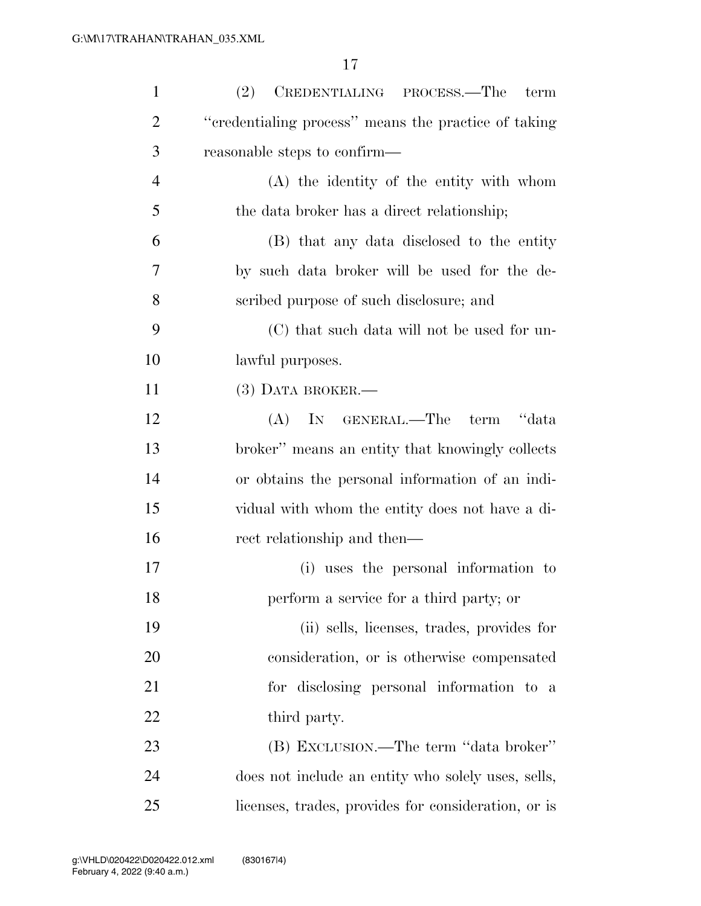(2) CREDENTIALING PROCESS.—The term "credentialing process" means the practice of taking reasonable steps to confirm—

(A) the identity of the entity with whom the data broker has a direct relationship;

(B) that any data disclosed to the entity by such data broker will be used for the described purpose of such disclosure; and

(C) that such data will not be used for unlawful purposes.

(3) DATA BROKER.—

(A) IN GENERAL.—The term "data broker" means an entity that knowingly collects or obtains the personal information of an individual with whom the entity does not have a direct relationship and then—

(i) uses the personal information to perform a service for a third party; or

(ii) sells, licenses, trades, provides for consideration, or is otherwise compensated for disclosing personal information to a third party.

(B) EXCLUSION.—The term "data broker" does not include an entity who solely uses, sells, licenses, trades, provides for consideration, or is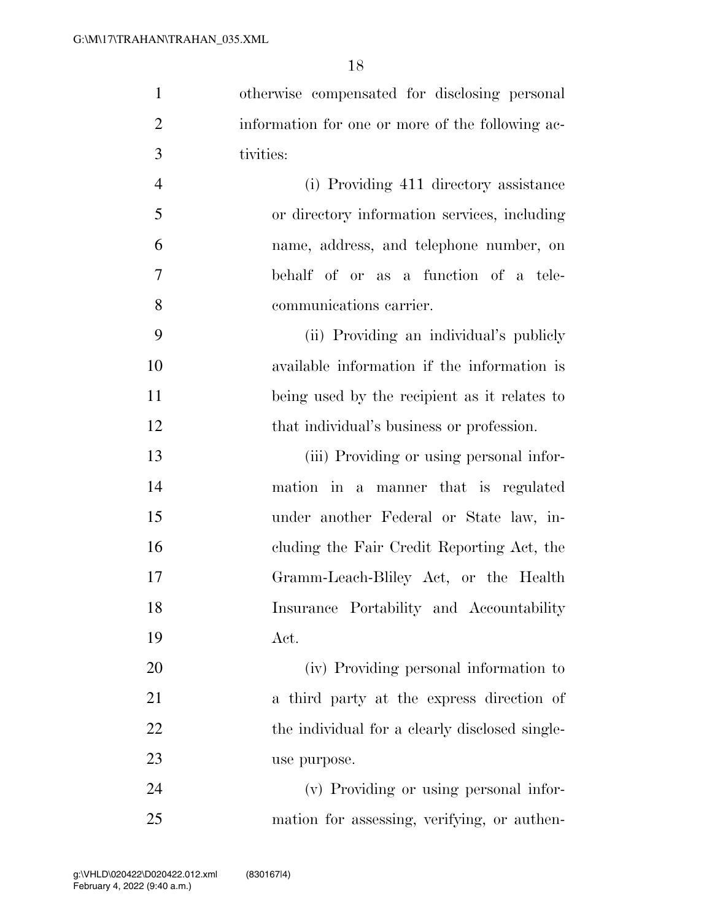otherwise compensated for disclosing personal information for one or more of the following activities:

(i) Providing 411 directory assistance or directory information services, including name, address, and telephone number, on behalf of or as a function of a telecommunications carrier.

(ii) Providing an individual's publicly available information if the information is being used by the recipient as it relates to that individual's business or profession.

(iii) Providing or using personal information in a manner that is regulated under another Federal or State law, including the Fair Credit Reporting Act, the Gramm-Leach-Bliley Act, or the Health Insurance Portability and Accountability Act.

(iv) Providing personal information to a third party at the express direction of the individual for a clearly disclosed single-use purpose.

(v) Providing or using personal information for assessing, verifying, or authen-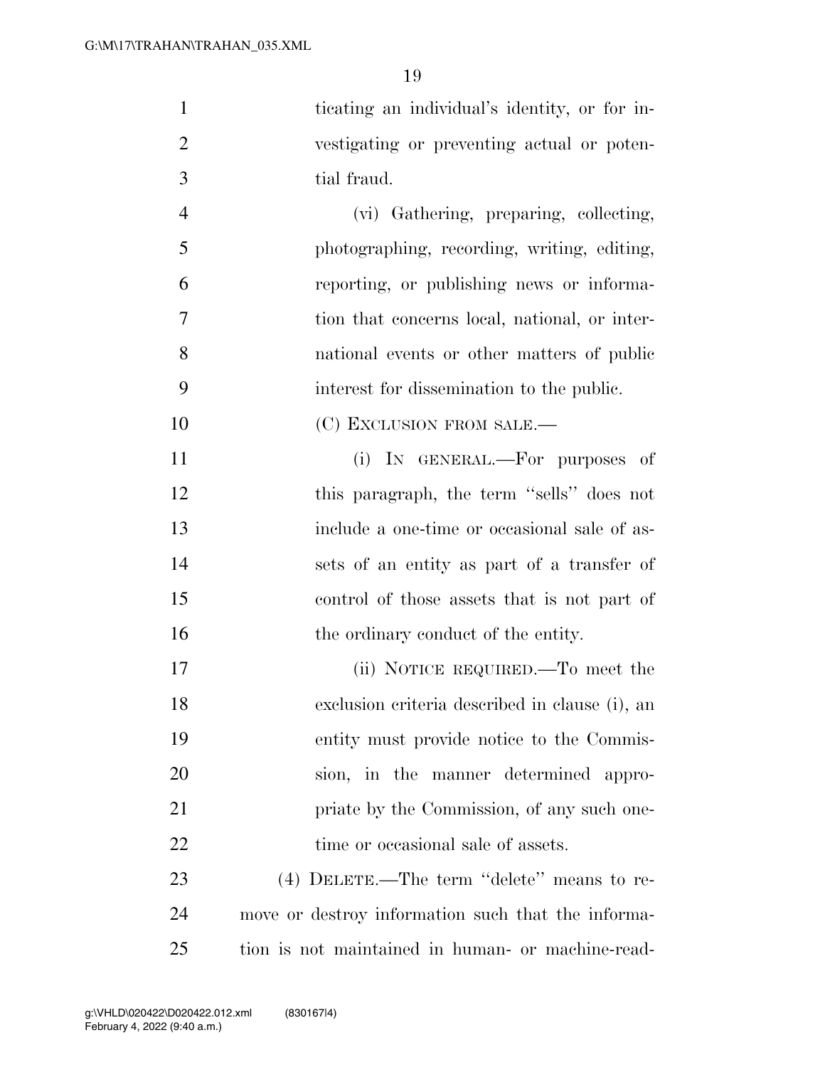ticating an individual's identity, or for investigating or preventing actual or potential fraud.

(vi) Gathering, preparing, collecting, photographing, recording, writing, editing, reporting, or publishing news or information that concerns local, national, or international events or other matters of public interest for dissemination to the public.

(C) EXCLUSION FROM SALE.—

(i) IN GENERAL.—For purposes of this paragraph, the term "sells" does not include a one-time or occasional sale of assets of an entity as part of a transfer of control of those assets that is not part of the ordinary conduct of the entity.

(ii) NOTICE REQUIRED.—To meet the exclusion criteria described in clause (i), an entity must provide notice to the Commission, in the manner determined appropriate by the Commission, of any such one-time or occasional sale of assets.

(4) DELETE.—The term "delete" means to remove or destroy information such that the information is not maintained in human- or machine-read-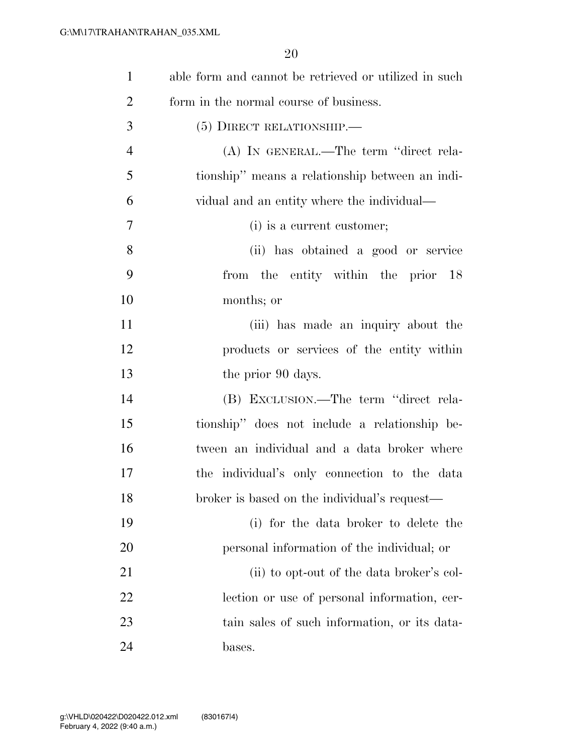able form and cannot be retrieved or utilized in such form in the normal course of business.

(5) DIRECT RELATIONSHIP.—

(A) IN GENERAL.—The term "direct relationship" means a relationship between an individual and an entity where the individual—

(i) is a current customer;

(ii) has obtained a good or service from the entity within the prior 18 months; or

(iii) has made an inquiry about the products or services of the entity within the prior 90 days.

(B) EXCLUSION.—The term "direct relationship" does not include a relationship between an individual and a data broker where the individual's only connection to the data broker is based on the individual's request—

(i) for the data broker to delete the personal information of the individual; or

(ii) to opt-out of the data broker's collection or use of personal information, certain sales of such information, or its databases.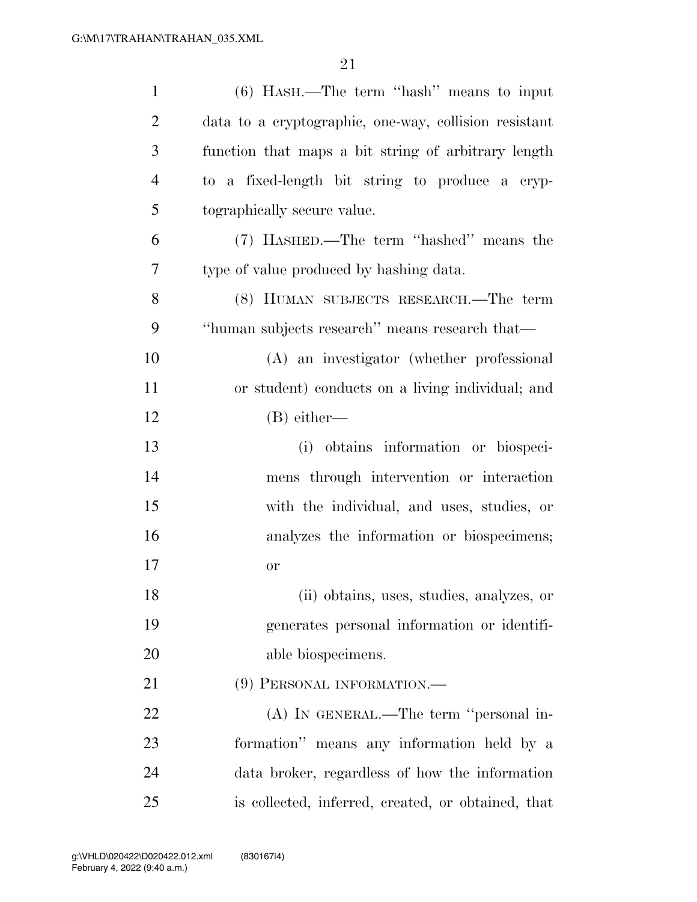(6) HASH.—The term ''hash'' means to input data to a cryptographic, one-way, collision resistant function that maps a bit string of arbitrary length to a fixed-length bit string to produce a cryptographically secure value.

(7) HASHED.—The term ''hashed'' means the type of value produced by hashing data.

(8) HUMAN SUBJECTS RESEARCH.—The term ''human subjects research'' means research that—

(A) an investigator (whether professional or student) conducts on a living individual; and

(B) either—

(i) obtains information or biospecimens through intervention or interaction with the individual, and uses, studies, or analyzes the information or biospecimens; or

(ii) obtains, uses, studies, analyzes, or generates personal information or identifiable biospecimens.

(9) PERSONAL INFORMATION.—

(A) IN GENERAL.—The term ''personal information'' means any information held by a data broker, regardless of how the information is collected, inferred, created, or obtained, that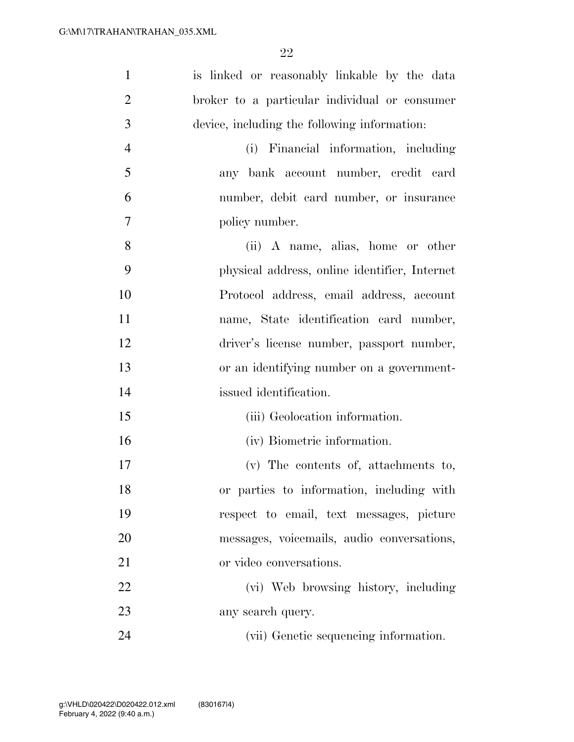is linked or reasonably linkable by the data broker to a particular individual or consumer device, including the following information:

(i) Financial information, including any bank account number, credit card number, debit card number, or insurance policy number.

(ii) A name, alias, home or other physical address, online identifier, Internet Protocol address, email address, account name, State identification card number, driver's license number, passport number, or an identifying number on a government-issued identification.

(iii) Geolocation information.

(iv) Biometric information.

(v) The contents of, attachments to, or parties to information, including with respect to email, text messages, picture messages, voicemails, audio conversations, or video conversations.

(vi) Web browsing history, including any search query.

(vii) Genetic sequencing information.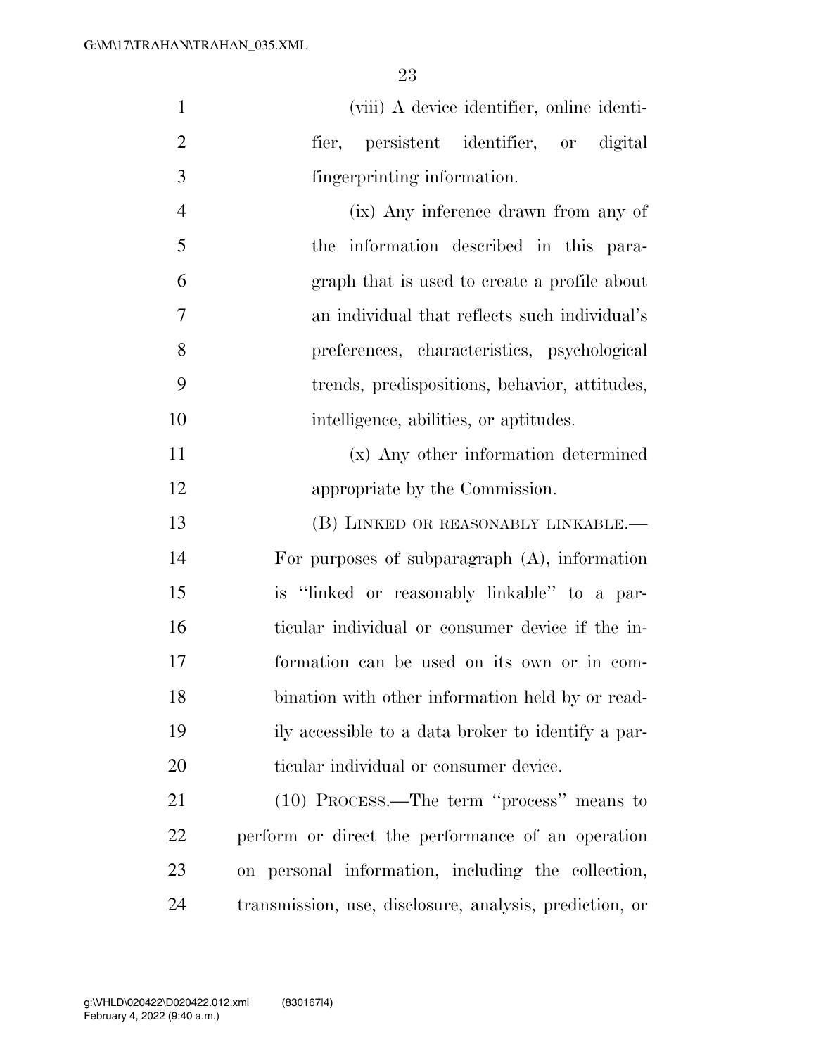(viii) A device identifier, online identifier, persistent identifier, or digital fingerprinting information.

(ix) Any inference drawn from any of the information described in this paragraph that is used to create a profile about an individual that reflects such individual's preferences, characteristics, psychological trends, predispositions, behavior, attitudes, intelligence, abilities, or aptitudes.

(x) Any other information determined appropriate by the Commission.

(B) LINKED OR REASONABLY LINKABLE.—For purposes of subparagraph (A), information is "linked or reasonably linkable" to a particular individual or consumer device if the information can be used on its own or in combination with other information held by or readily accessible to a data broker to identify a particular individual or consumer device.

(10) PROCESS.—The term "process" means to perform or direct the performance of an operation on personal information, including the collection, transmission, use, disclosure, analysis, prediction, or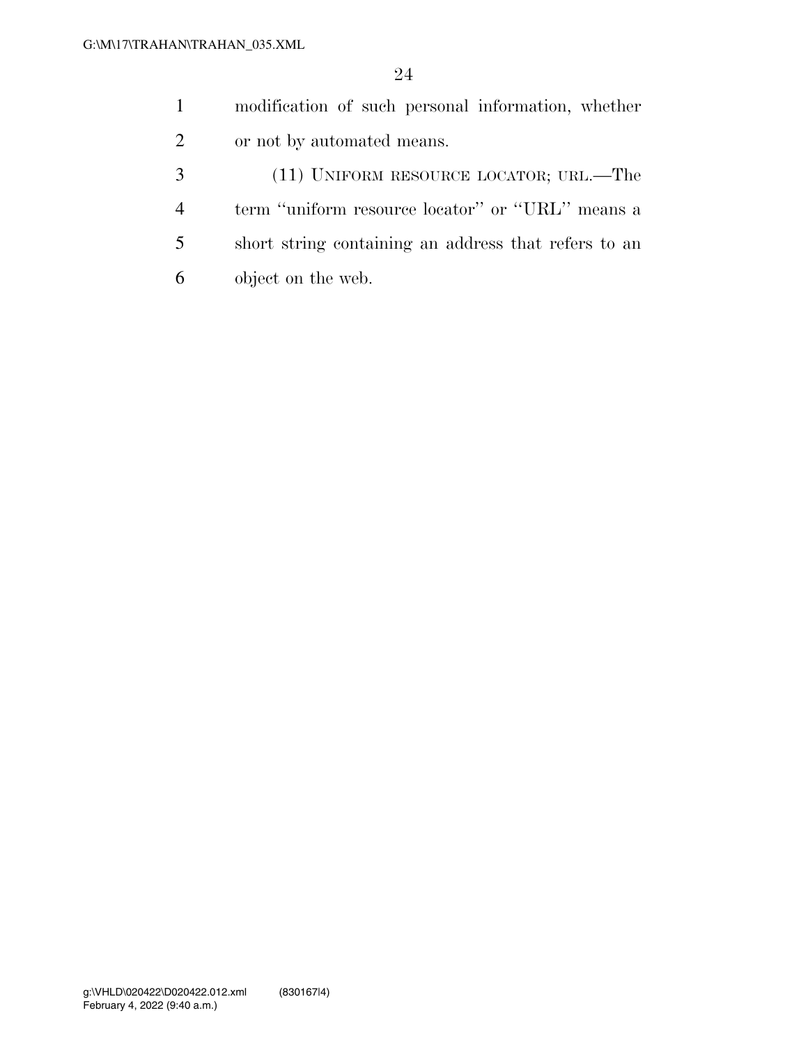modification of such personal information, whether or not by automated means.

(11) UNIFORM RESOURCE LOCATOR; URL.—The term ''uniform resource locator'' or ''URL'' means a short string containing an address that refers to an object on the web.